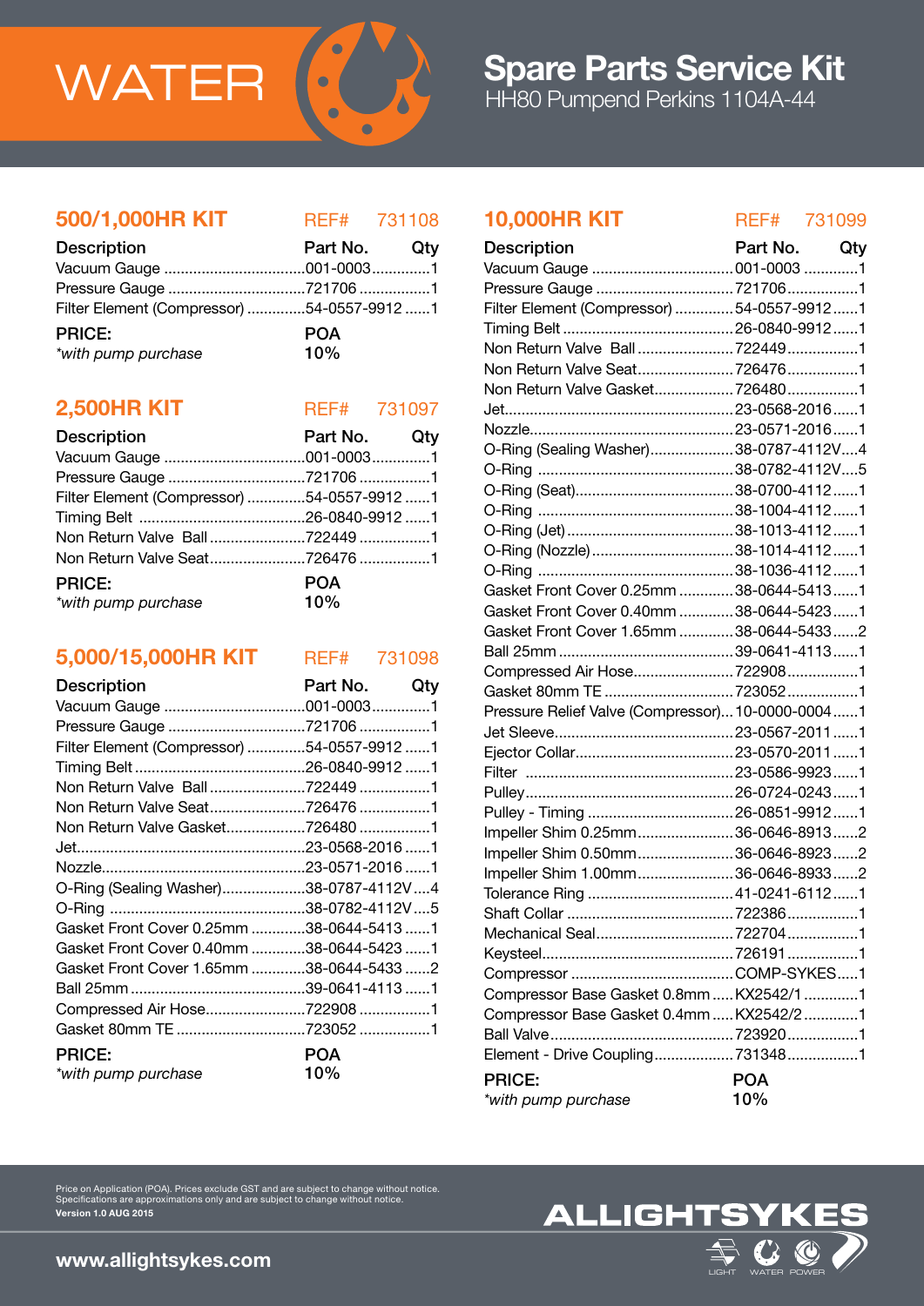# WATER

# Spare Parts Service Kit

HH80 Pumpend Perkins 1104A-44

## 500/1,000HR KIT — REF# 731108

| Description | Part No. | Qty |
|---|---|---|
| Vacuum Gauge | 001-0003 | 1 |
| Pressure Gauge | 721706 | 1 |
| Filter Element (Compressor) | 54-0557-9912 | 1 |

**PRICE:** POA
*with pump purchase* 10%

## 2,500HR KIT — REF# 731097

| Description | Part No. | Qty |
|---|---|---|
| Vacuum Gauge | 001-0003 | 1 |
| Pressure Gauge | 721706 | 1 |
| Filter Element (Compressor) | 54-0557-9912 | 1 |
| Timing Belt | 26-0840-9912 | 1 |
| Non Return Valve Ball | 722449 | 1 |
| Non Return Valve Seat | 726476 | 1 |

**PRICE:** POA
*with pump purchase* 10%

## 5,000/15,000HR KIT — REF# 731098

| Description | Part No. | Qty |
|---|---|---|
| Vacuum Gauge | 001-0003 | 1 |
| Pressure Gauge | 721706 | 1 |
| Filter Element (Compressor) | 54-0557-9912 | 1 |
| Timing Belt | 26-0840-9912 | 1 |
| Non Return Valve Ball | 722449 | 1 |
| Non Return Valve Seat | 726476 | 1 |
| Non Return Valve Gasket | 726480 | 1 |
| Jet | 23-0568-2016 | 1 |
| Nozzle | 23-0571-2016 | 1 |
| O-Ring (Sealing Washer) | 38-0787-4112V | 4 |
| O-Ring | 38-0782-4112V | 5 |
| Gasket Front Cover 0.25mm | 38-0644-5413 | 1 |
| Gasket Front Cover 0.40mm | 38-0644-5423 | 1 |
| Gasket Front Cover 1.65mm | 38-0644-5433 | 2 |
| Ball 25mm | 39-0641-4113 | 1 |
| Compressed Air Hose | 722908 | 1 |
| Gasket 80mm TE | 723052 | 1 |

**PRICE:** POA
*with pump purchase* 10%

## 10,000HR KIT — REF# 731099

| Description | Part No. | Qty |
|---|---|---|
| Vacuum Gauge | 001-0003 | 1 |
| Pressure Gauge | 721706 | 1 |
| Filter Element (Compressor) | 54-0557-9912 | 1 |
| Timing Belt | 26-0840-9912 | 1 |
| Non Return Valve Ball | 722449 | 1 |
| Non Return Valve Seat | 726476 | 1 |
| Non Return Valve Gasket | 726480 | 1 |
| Jet | 23-0568-2016 | 1 |
| Nozzle | 23-0571-2016 | 1 |
| O-Ring (Sealing Washer) | 38-0787-4112V | 4 |
| O-Ring | 38-0782-4112V | 5 |
| O-Ring (Seat) | 38-0700-4112 | 1 |
| O-Ring | 38-1004-4112 | 1 |
| O-Ring (Jet) | 38-1013-4112 | 1 |
| O-Ring (Nozzle) | 38-1014-4112 | 1 |
| O-Ring | 38-1036-4112 | 1 |
| Gasket Front Cover 0.25mm | 38-0644-5413 | 1 |
| Gasket Front Cover 0.40mm | 38-0644-5423 | 1 |
| Gasket Front Cover 1.65mm | 38-0644-5433 | 2 |
| Ball 25mm | 39-0641-4113 | 1 |
| Compressed Air Hose | 722908 | 1 |
| Gasket 80mm TE | 723052 | 1 |
| Pressure Relief Valve (Compressor) | 10-0000-0004 | 1 |
| Jet Sleeve | 23-0567-2011 | 1 |
| Ejector Collar | 23-0570-2011 | 1 |
| Filter | 23-0586-9923 | 1 |
| Pulley | 26-0724-0243 | 1 |
| Pulley - Timing | 26-0851-9912 | 1 |
| Impeller Shim 0.25mm | 36-0646-8913 | 2 |
| Impeller Shim 0.50mm | 36-0646-8923 | 2 |
| Impeller Shim 1.00mm | 36-0646-8933 | 2 |
| Tolerance Ring | 41-0241-6112 | 1 |
| Shaft Collar | 722386 | 1 |
| Mechanical Seal | 722704 | 1 |
| Keysteel | 726191 | 1 |
| Compressor | COMP-SYKES | 1 |
| Compressor Base Gasket 0.8mm | KX2542/1 | 1 |
| Compressor Base Gasket 0.4mm | KX2542/2 | 1 |
| Ball Valve | 723920 | 1 |
| Element - Drive Coupling | 731348 | 1 |

**PRICE:** POA
*with pump purchase* 10%

Price on Application (POA). Prices exclude GST and are subject to change without notice.
Specifications are approximations only and are subject to change without notice.
**Version 1.0 AUG 2015**

**www.allightsykes.com**

ALLIGHTSYKES — LIGHT WATER POWER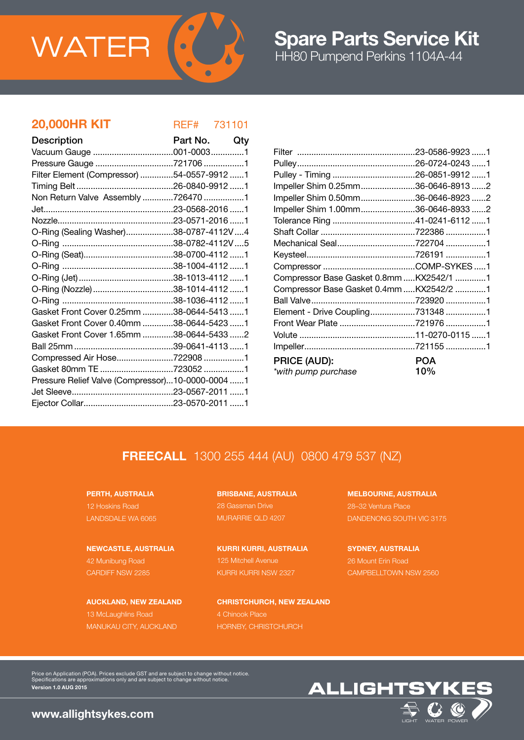# WATER

## Spare Parts Service Kit

HH80 Pumpend Perkins 1104A-44

### 20,000HR KIT — REF# 731101

| Description | Part No. | Qty |
|---|---|---|
| Vacuum Gauge | 001-0003 | 1 |
| Pressure Gauge | 721706 | 1 |
| Filter Element (Compressor) | 54-0557-9912 | 1 |
| Timing Belt | 26-0840-9912 | 1 |
| Non Return Valve Assembly | 726470 | 1 |
| Jet | 23-0568-2016 | 1 |
| Nozzle | 23-0571-2016 | 1 |
| O-Ring (Sealing Washer) | 38-0787-4112V | 4 |
| O-Ring | 38-0782-4112V | 5 |
| O-Ring (Seat) | 38-0700-4112 | 1 |
| O-Ring | 38-1004-4112 | 1 |
| O-Ring (Jet) | 38-1013-4112 | 1 |
| O-Ring (Nozzle) | 38-1014-4112 | 1 |
| O-Ring | 38-1036-4112 | 1 |
| Gasket Front Cover 0.25mm | 38-0644-5413 | 1 |
| Gasket Front Cover 0.40mm | 38-0644-5423 | 1 |
| Gasket Front Cover 1.65mm | 38-0644-5433 | 2 |
| Ball 25mm | 39-0641-4113 | 1 |
| Compressed Air Hose | 722908 | 1 |
| Gasket 80mm TE | 723052 | 1 |
| Pressure Relief Valve (Compressor) | 10-0000-0004 | 1 |
| Jet Sleeve | 23-0567-2011 | 1 |
| Ejector Collar | 23-0570-2011 | 1 |
| Filter | 23-0586-9923 | 1 |
| Pulley | 26-0724-0243 | 1 |
| Pulley - Timing | 26-0851-9912 | 1 |
| Impeller Shim 0.25mm | 36-0646-8913 | 2 |
| Impeller Shim 0.50mm | 36-0646-8923 | 2 |
| Impeller Shim 1.00mm | 36-0646-8933 | 2 |
| Tolerance Ring | 41-0241-6112 | 1 |
| Shaft Collar | 722386 | 1 |
| Mechanical Seal | 722704 | 1 |
| Keysteel | 726191 | 1 |
| Compressor | COMP-SYKES | 1 |
| Compressor Base Gasket 0.8mm | KX2542/1 | 1 |
| Compressor Base Gasket 0.4mm | KX2542/2 | 1 |
| Ball Valve | 723920 | 1 |
| Element - Drive Coupling | 731348 | 1 |
| Front Wear Plate | 721976 | 1 |
| Volute | 11-0270-0115 | 1 |
| Impeller | 721155 | 1 |

**PRICE (AUD):** **POA**
*\*with pump purchase* **10%**

**FREECALL** 1300 255 444 (AU) 0800 479 537 (NZ)

**PERTH, AUSTRALIA**
12 Hoskins Road
LANDSDALE WA 6065

**BRISBANE, AUSTRALIA**
28 Gassman Drive
MURARRIE QLD 4207

**MELBOURNE, AUSTRALIA**
28–32 Ventura Place
DANDENONG SOUTH VIC 3175

**NEWCASTLE, AUSTRALIA**
42 Munibung Road
CARDIFF NSW 2285

**KURRI KURRI, AUSTRALIA**
125 Mitchell Avenue
KURRI KURRI NSW 2327

**SYDNEY, AUSTRALIA**
26 Mount Erin Road
CAMPBELLTOWN NSW 2560

**AUCKLAND, NEW ZEALAND**
13 McLaughlins Road
MANUKAU CITY, AUCKLAND

**CHRISTCHURCH, NEW ZEALAND**
4 Chinook Place
HORNBY, CHRISTCHURCH

Price on Application (POA). Prices exclude GST and are subject to change without notice.
Specifications are approximations only and are subject to change without notice.
**Version 1.0 AUG 2015**

**ALLIGHTSYKES**
LIGHT WATER POWER

**www.allightsykes.com**